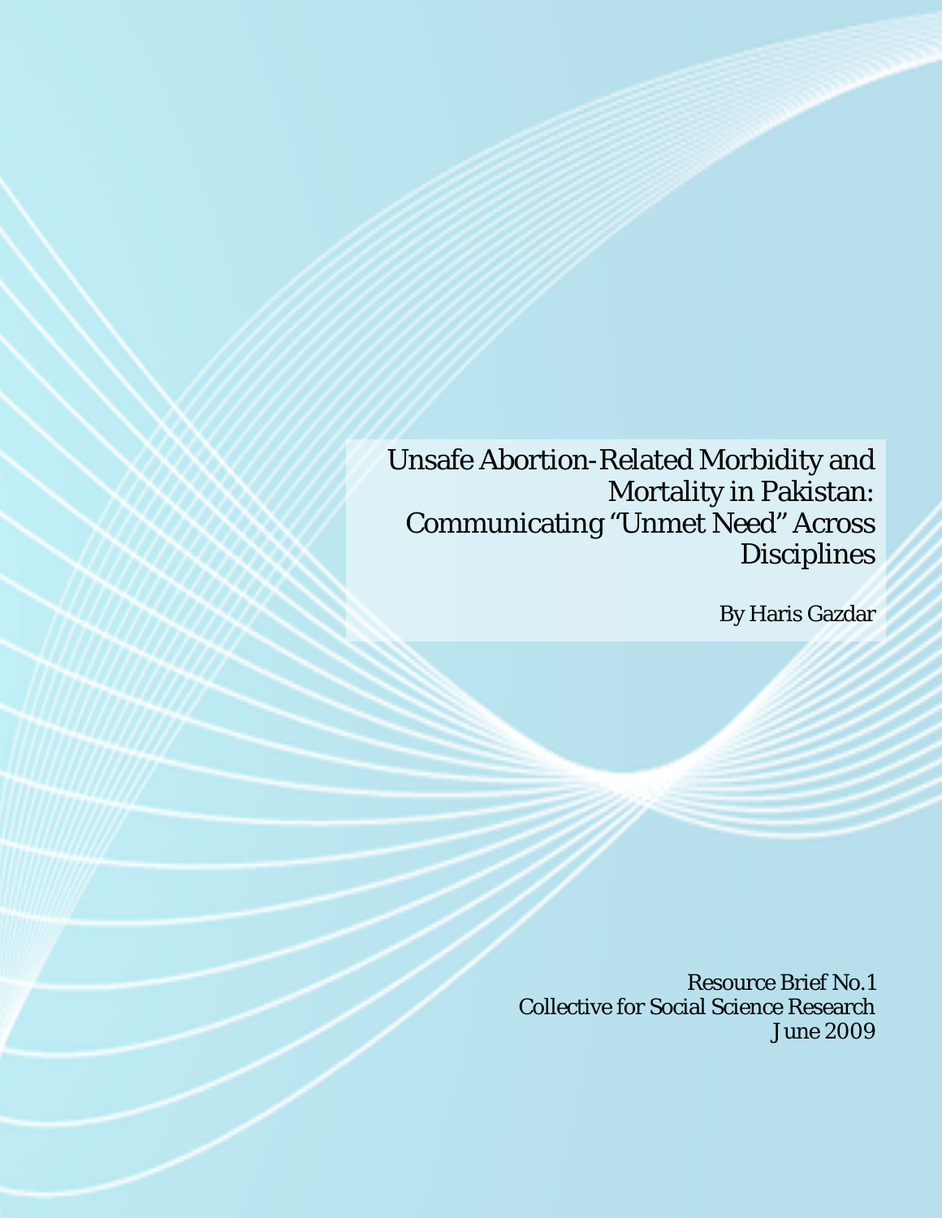# Unsafe Abortion-Related Morbidity and Mortality in Pakistan: Communicating "Unmet Need" Across Disciplines

By Haris Gazdar

Resource Brief No.1
Collective for Social Science Research
June 2009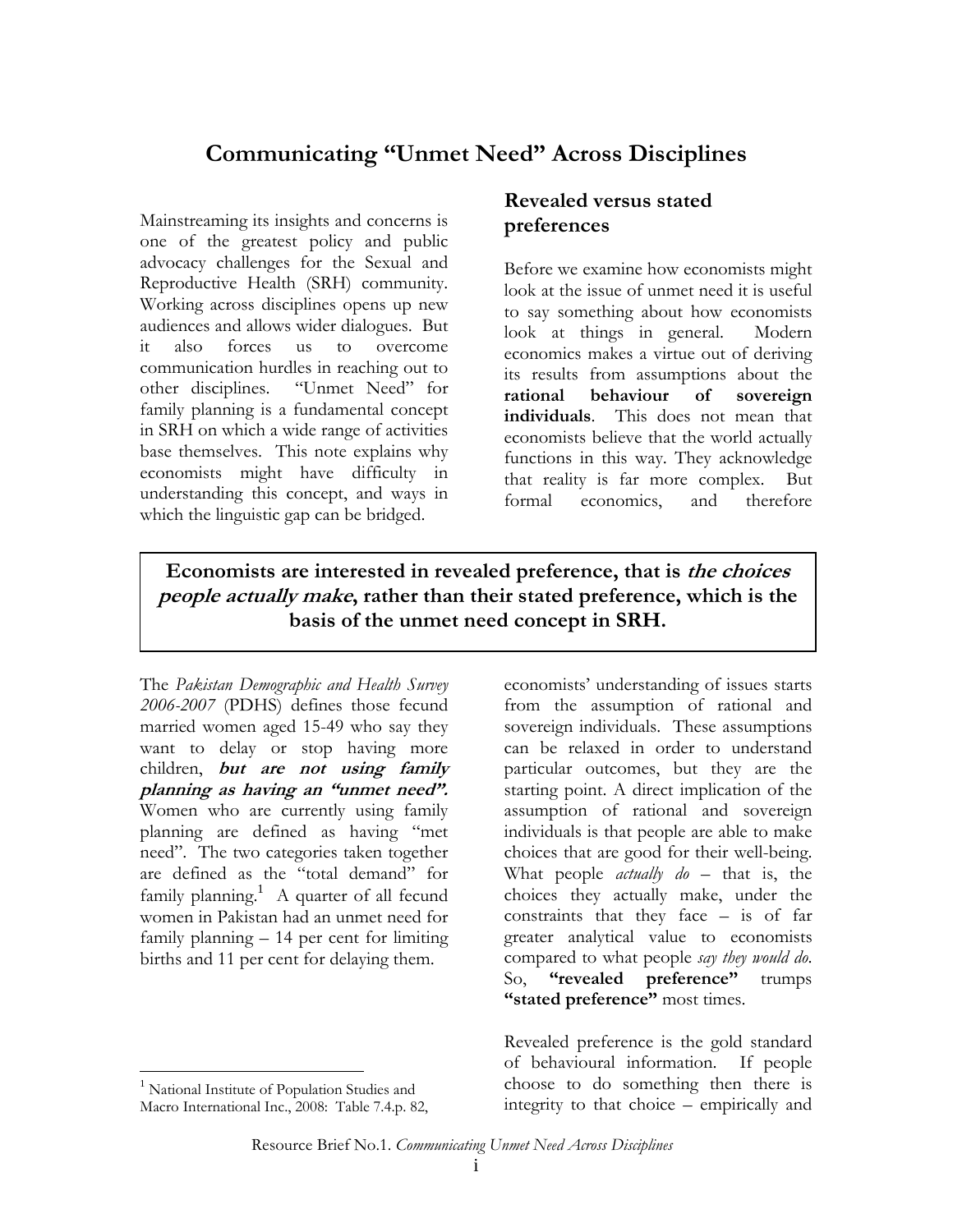# Communicating "Unmet Need" Across Disciplines

Mainstreaming its insights and concerns is one of the greatest policy and public advocacy challenges for the Sexual and Reproductive Health (SRH) community. Working across disciplines opens up new audiences and allows wider dialogues. But it also forces us to overcome communication hurdles in reaching out to other disciplines. "Unmet Need" for family planning is a fundamental concept in SRH on which a wide range of activities base themselves. This note explains why economists might have difficulty in understanding this concept, and ways in which the linguistic gap can be bridged.

**Economists are interested in revealed preference, that is *the choices people actually make*, rather than their stated preference, which is the basis of the unmet need concept in SRH.**

The *Pakistan Demographic and Health Survey 2006-2007* (PDHS) defines those fecund married women aged 15-49 who say they want to delay or stop having more children, ***but are not using family planning as having an "unmet need".*** Women who are currently using family planning are defined as having "met need". The two categories taken together are defined as the "total demand" for family planning.[1] A quarter of all fecund women in Pakistan had an unmet need for family planning – 14 per cent for limiting births and 11 per cent for delaying them.

## Revealed versus stated preferences

Before we examine how economists might look at the issue of unmet need it is useful to say something about how economists look at things in general. Modern economics makes a virtue out of deriving its results from assumptions about the **rational behaviour of sovereign individuals**. This does not mean that economists believe that the world actually functions in this way. They acknowledge that reality is far more complex. But formal economics, and therefore economists' understanding of issues starts from the assumption of rational and sovereign individuals. These assumptions can be relaxed in order to understand particular outcomes, but they are the starting point. A direct implication of the assumption of rational and sovereign individuals is that people are able to make choices that are good for their well-being. What people *actually do* – that is, the choices they actually make, under the constraints that they face – is of far greater analytical value to economists compared to what people *say they would do*. So, **"revealed preference"** trumps **"stated preference"** most times.

Revealed preference is the gold standard of behavioural information. If people choose to do something then there is integrity to that choice – empirically and

[1] National Institute of Population Studies and Macro International Inc., 2008: Table 7.4.p. 82,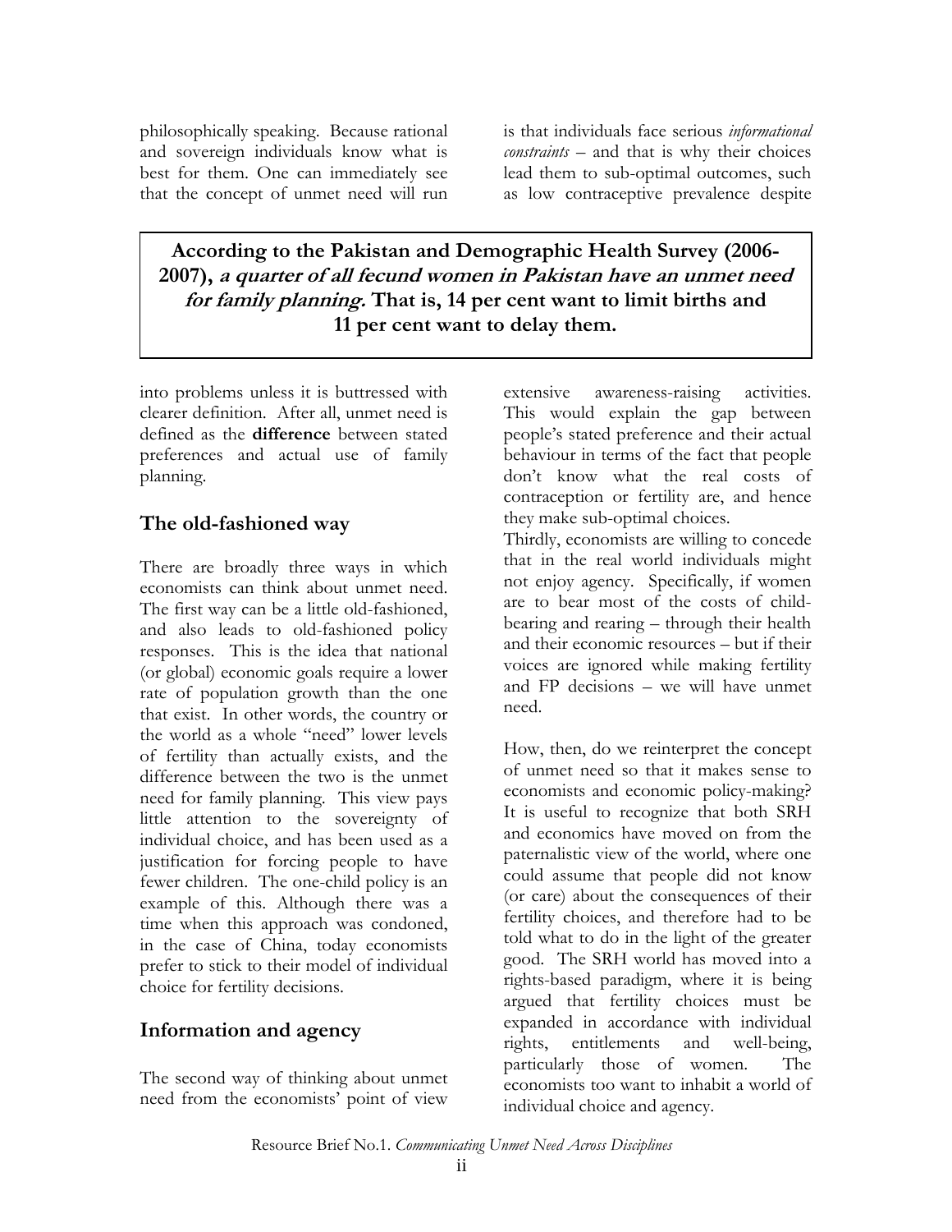philosophically speaking. Because rational and sovereign individuals know what is best for them. One can immediately see that the concept of unmet need will run into problems unless it is buttressed with clearer definition. After all, unmet need is defined as the **difference** between stated preferences and actual use of family planning.

**According to the Pakistan and Demographic Health Survey (2006-2007), *a quarter of all fecund women in Pakistan have an unmet need for family planning.* That is, 14 per cent want to limit births and 11 per cent want to delay them.**

## The old-fashioned way

There are broadly three ways in which economists can think about unmet need. The first way can be a little old-fashioned, and also leads to old-fashioned policy responses. This is the idea that national (or global) economic goals require a lower rate of population growth than the one that exist. In other words, the country or the world as a whole "need" lower levels of fertility than actually exists, and the difference between the two is the unmet need for family planning. This view pays little attention to the sovereignty of individual choice, and has been used as a justification for forcing people to have fewer children. The one-child policy is an example of this. Although there was a time when this approach was condoned, in the case of China, today economists prefer to stick to their model of individual choice for fertility decisions.

## Information and agency

The second way of thinking about unmet need from the economists' point of view is that individuals face serious *informational constraints* – and that is why their choices lead them to sub-optimal outcomes, such as low contraceptive prevalence despite extensive awareness-raising activities. This would explain the gap between people's stated preference and their actual behaviour in terms of the fact that people don't know what the real costs of contraception or fertility are, and hence they make sub-optimal choices.

Thirdly, economists are willing to concede that in the real world individuals might not enjoy agency. Specifically, if women are to bear most of the costs of child-bearing and rearing – through their health and their economic resources – but if their voices are ignored while making fertility and FP decisions – we will have unmet need.

How, then, do we reinterpret the concept of unmet need so that it makes sense to economists and economic policy-making? It is useful to recognize that both SRH and economics have moved on from the paternalistic view of the world, where one could assume that people did not know (or care) about the consequences of their fertility choices, and therefore had to be told what to do in the light of the greater good. The SRH world has moved into a rights-based paradigm, where it is being argued that fertility choices must be expanded in accordance with individual rights, entitlements and well-being, particularly those of women. The economists too want to inhabit a world of individual choice and agency.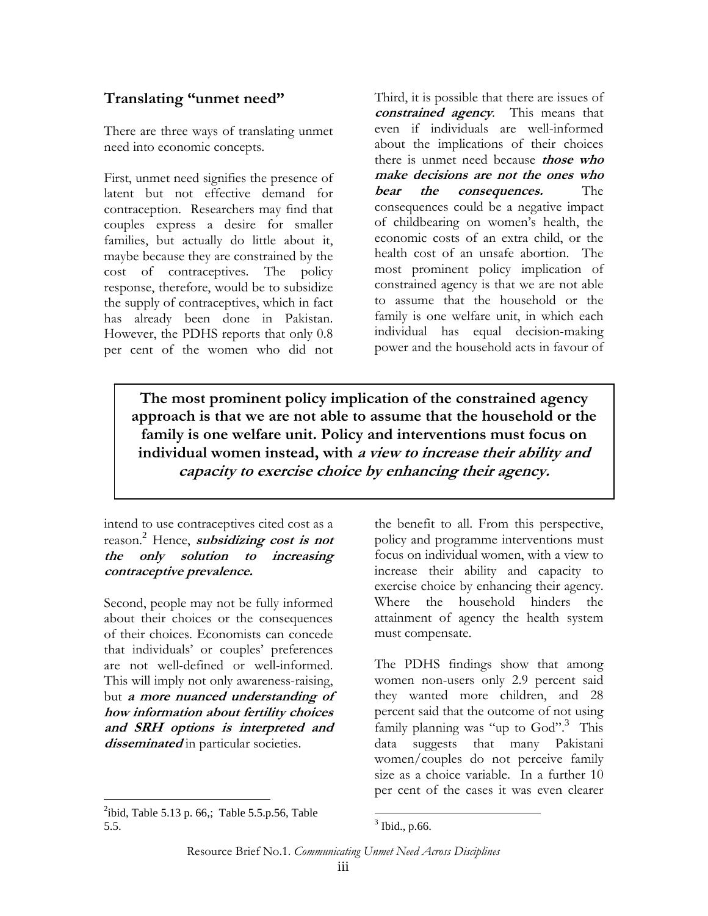## Translating "unmet need"

There are three ways of translating unmet need into economic concepts.

First, unmet need signifies the presence of latent but not effective demand for contraception. Researchers may find that couples express a desire for smaller families, but actually do little about it, maybe because they are constrained by the cost of contraceptives. The policy response, therefore, would be to subsidize the supply of contraceptives, which in fact has already been done in Pakistan. However, the PDHS reports that only 0.8 per cent of the women who did not intend to use contraceptives cited cost as a reason.[2] Hence, ***subsidizing cost is not the only solution to increasing contraceptive prevalence.***

Second, people may not be fully informed about their choices or the consequences of their choices. Economists can concede that individuals' or couples' preferences are not well-defined or well-informed. This will imply not only awareness-raising, but ***a more nuanced understanding of how information about fertility choices and SRH options is interpreted and disseminated*** in particular societies.

Third, it is possible that there are issues of ***constrained agency***. This means that even if individuals are well-informed about the implications of their choices there is unmet need because ***those who make decisions are not the ones who bear the consequences.*** The consequences could be a negative impact of childbearing on women's health, the economic costs of an extra child, or the health cost of an unsafe abortion. The most prominent policy implication of constrained agency is that we are not able to assume that the household or the family is one welfare unit, in which each individual has equal decision-making power and the household acts in favour of the benefit to all. From this perspective, policy and programme interventions must focus on individual women, with a view to increase their ability and capacity to exercise choice by enhancing their agency. Where the household hinders the attainment of agency the health system must compensate.

> **The most prominent policy implication of the constrained agency approach is that we are not able to assume that the household or the family is one welfare unit. Policy and interventions must focus on individual women instead, with *a view to increase their ability and capacity to exercise choice by enhancing their agency.***

The PDHS findings show that among women non-users only 2.9 percent said they wanted more children, and 28 percent said that the outcome of not using family planning was "up to God".[3] This data suggests that many Pakistani women/couples do not perceive family size as a choice variable. In a further 10 per cent of the cases it was even clearer

[2] ibid, Table 5.13 p. 66,; Table 5.5.p.56, Table 5.5.

[3] Ibid., p.66.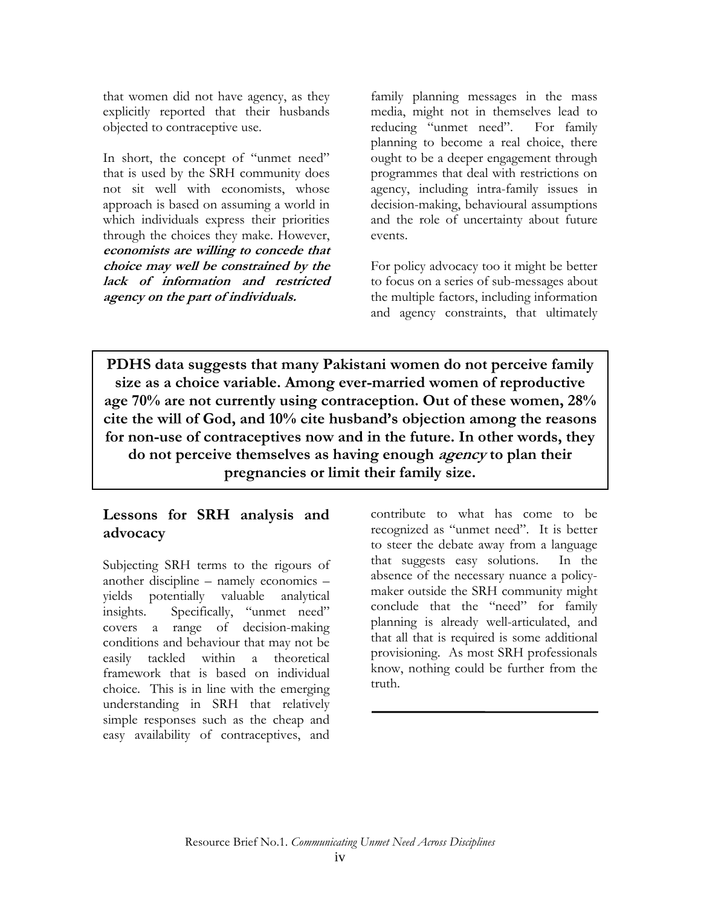that women did not have agency, as they explicitly reported that their husbands objected to contraceptive use.

In short, the concept of "unmet need" that is used by the SRH community does not sit well with economists, whose approach is based on assuming a world in which individuals express their priorities through the choices they make. However, ***economists are willing to concede that choice may well be constrained by the lack of information and restricted agency on the part of individuals.***

family planning messages in the mass media, might not in themselves lead to reducing "unmet need". For family planning to become a real choice, there ought to be a deeper engagement through programmes that deal with restrictions on agency, including intra-family issues in decision-making, behavioural assumptions and the role of uncertainty about future events.

For policy advocacy too it might be better to focus on a series of sub-messages about the multiple factors, including information and agency constraints, that ultimately contribute to what has come to be recognized as "unmet need". It is better to steer the debate away from a language that suggests easy solutions. In the absence of the necessary nuance a policy-maker outside the SRH community might conclude that the "need" for family planning is already well-articulated, and that all that is required is some additional provisioning. As most SRH professionals know, nothing could be further from the truth.

**PDHS data suggests that many Pakistani women do not perceive family size as a choice variable. Among ever-married women of reproductive age 70% are not currently using contraception. Out of these women, 28% cite the will of God, and 10% cite husband's objection among the reasons for non-use of contraceptives now and in the future. In other words, they do not perceive themselves as having enough *agency* to plan their pregnancies or limit their family size.**

## Lessons for SRH analysis and advocacy

Subjecting SRH terms to the rigours of another discipline – namely economics – yields potentially valuable analytical insights. Specifically, "unmet need" covers a range of decision-making conditions and behaviour that may not be easily tackled within a theoretical framework that is based on individual choice. This is in line with the emerging understanding in SRH that relatively simple responses such as the cheap and easy availability of contraceptives, and family planning messages in the mass media, might not in themselves lead to reducing "unmet need".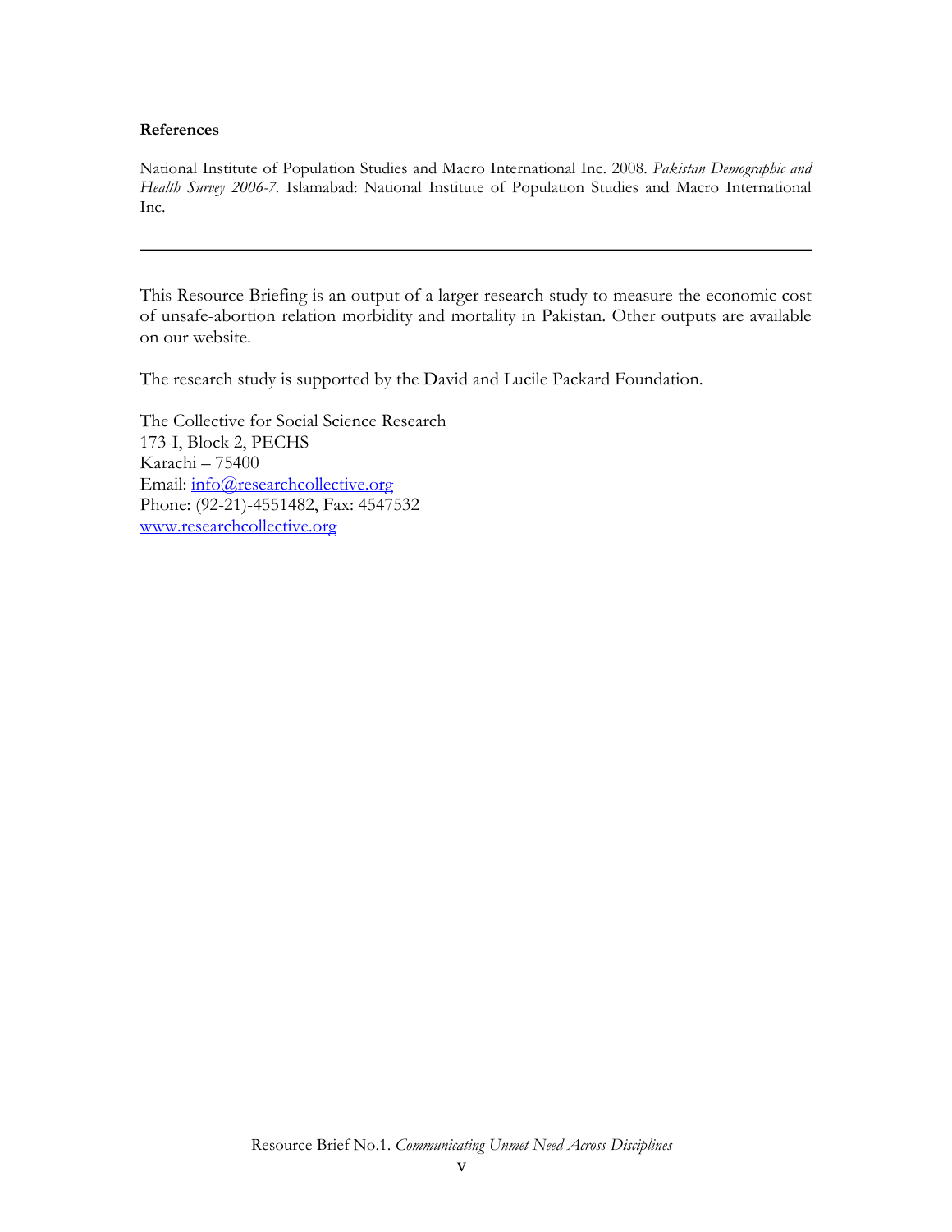**References**

National Institute of Population Studies and Macro International Inc. 2008. *Pakistan Demographic and Health Survey 2006-7*. Islamabad: National Institute of Population Studies and Macro International Inc.

---

This Resource Briefing is an output of a larger research study to measure the economic cost of unsafe-abortion relation morbidity and mortality in Pakistan. Other outputs are available on our website.

The research study is supported by the David and Lucile Packard Foundation.

The Collective for Social Science Research  
173-I, Block 2, PECHS  
Karachi – 75400  
Email: info@researchcollective.org  
Phone: (92-21)-4551482, Fax: 4547532  
www.researchcollective.org